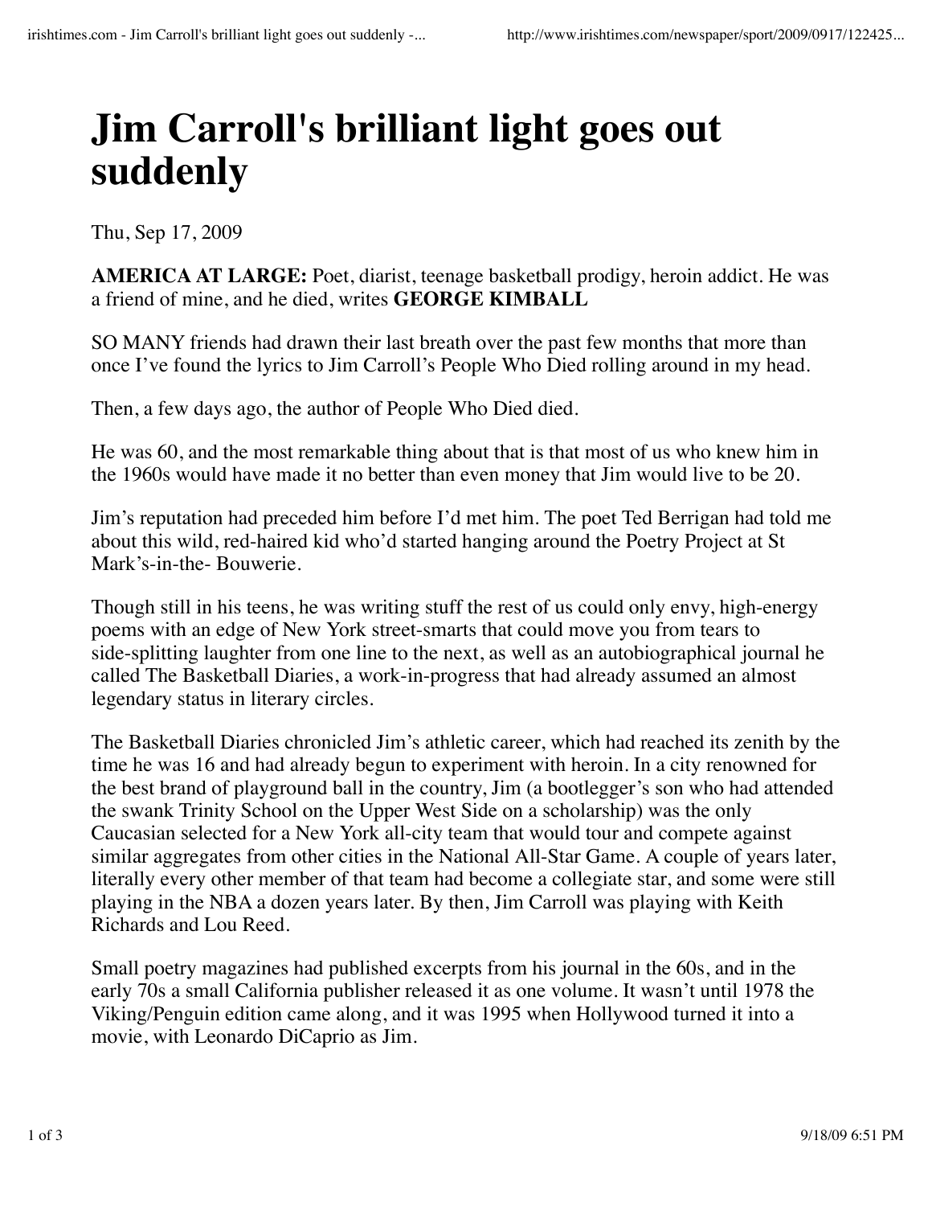# Jim Carroll's brilliant light goes out suddenly

Thu, Sep 17, 2009

**AMERICA AT LARGE:** Poet, diarist, teenage basketball prodigy, heroin addict. He was a friend of mine, and he died, writes **GEORGE KIMBALL**

SO MANY friends had drawn their last breath over the past few months that more than once I've found the lyrics to Jim Carroll's People Who Died rolling around in my head.

Then, a few days ago, the author of People Who Died died.

He was 60, and the most remarkable thing about that is that most of us who knew him in the 1960s would have made it no better than even money that Jim would live to be 20.

Jim's reputation had preceded him before I'd met him. The poet Ted Berrigan had told me about this wild, red-haired kid who'd started hanging around the Poetry Project at St Mark's-in-the- Bouwerie.

Though still in his teens, he was writing stuff the rest of us could only envy, high-energy poems with an edge of New York street-smarts that could move you from tears to side-splitting laughter from one line to the next, as well as an autobiographical journal he called The Basketball Diaries, a work-in-progress that had already assumed an almost legendary status in literary circles.

The Basketball Diaries chronicled Jim's athletic career, which had reached its zenith by the time he was 16 and had already begun to experiment with heroin. In a city renowned for the best brand of playground ball in the country, Jim (a bootlegger's son who had attended the swank Trinity School on the Upper West Side on a scholarship) was the only Caucasian selected for a New York all-city team that would tour and compete against similar aggregates from other cities in the National All-Star Game. A couple of years later, literally every other member of that team had become a collegiate star, and some were still playing in the NBA a dozen years later. By then, Jim Carroll was playing with Keith Richards and Lou Reed.

Small poetry magazines had published excerpts from his journal in the 60s, and in the early 70s a small California publisher released it as one volume. It wasn't until 1978 the Viking/Penguin edition came along, and it was 1995 when Hollywood turned it into a movie, with Leonardo DiCaprio as Jim.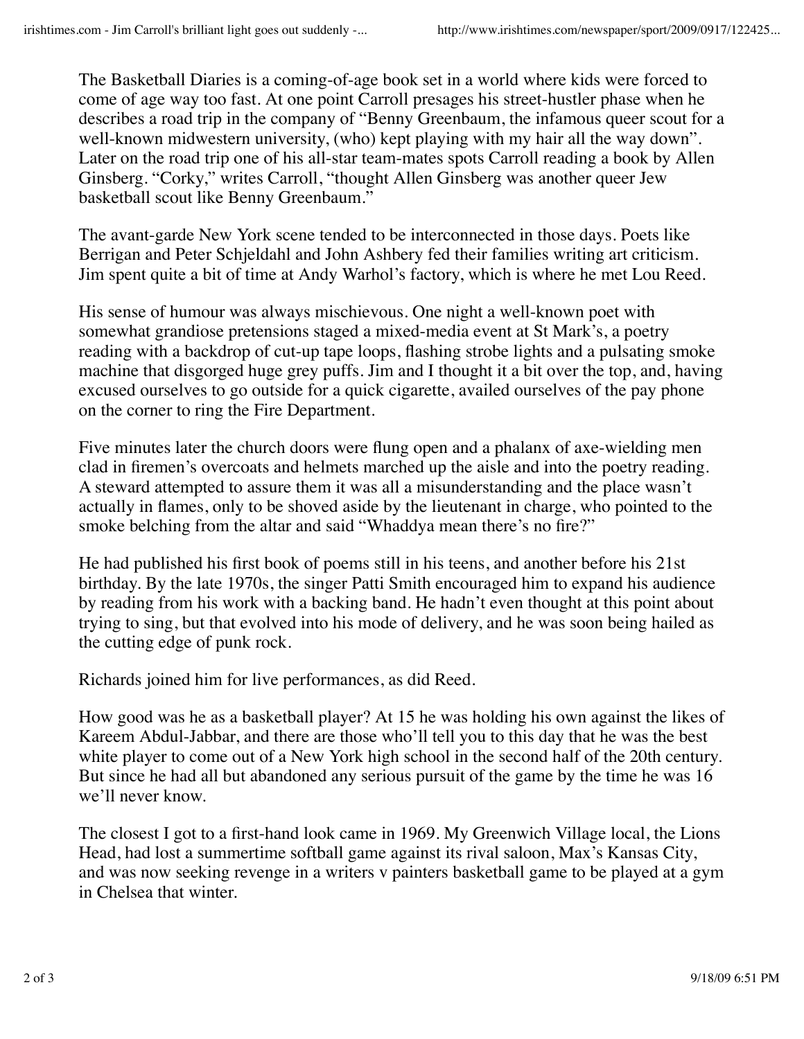The Basketball Diaries is a coming-of-age book set in a world where kids were forced to come of age way too fast. At one point Carroll presages his street-hustler phase when he describes a road trip in the company of "Benny Greenbaum, the infamous queer scout for a well-known midwestern university, (who) kept playing with my hair all the way down". Later on the road trip one of his all-star team-mates spots Carroll reading a book by Allen Ginsberg. "Corky," writes Carroll, "thought Allen Ginsberg was another queer Jew basketball scout like Benny Greenbaum."

The avant-garde New York scene tended to be interconnected in those days. Poets like Berrigan and Peter Schjeldahl and John Ashbery fed their families writing art criticism. Jim spent quite a bit of time at Andy Warhol's factory, which is where he met Lou Reed.

His sense of humour was always mischievous. One night a well-known poet with somewhat grandiose pretensions staged a mixed-media event at St Mark's, a poetry reading with a backdrop of cut-up tape loops, flashing strobe lights and a pulsating smoke machine that disgorged huge grey puffs. Jim and I thought it a bit over the top, and, having excused ourselves to go outside for a quick cigarette, availed ourselves of the pay phone on the corner to ring the Fire Department.

Five minutes later the church doors were flung open and a phalanx of axe-wielding men clad in firemen's overcoats and helmets marched up the aisle and into the poetry reading. A steward attempted to assure them it was all a misunderstanding and the place wasn't actually in flames, only to be shoved aside by the lieutenant in charge, who pointed to the smoke belching from the altar and said "Whaddya mean there's no fire?"

He had published his first book of poems still in his teens, and another before his 21st birthday. By the late 1970s, the singer Patti Smith encouraged him to expand his audience by reading from his work with a backing band. He hadn't even thought at this point about trying to sing, but that evolved into his mode of delivery, and he was soon being hailed as the cutting edge of punk rock.

Richards joined him for live performances, as did Reed.

How good was he as a basketball player? At 15 he was holding his own against the likes of Kareem Abdul-Jabbar, and there are those who'll tell you to this day that he was the best white player to come out of a New York high school in the second half of the 20th century. But since he had all but abandoned any serious pursuit of the game by the time he was 16 we'll never know.

The closest I got to a first-hand look came in 1969. My Greenwich Village local, the Lions Head, had lost a summertime softball game against its rival saloon, Max's Kansas City, and was now seeking revenge in a writers v painters basketball game to be played at a gym in Chelsea that winter.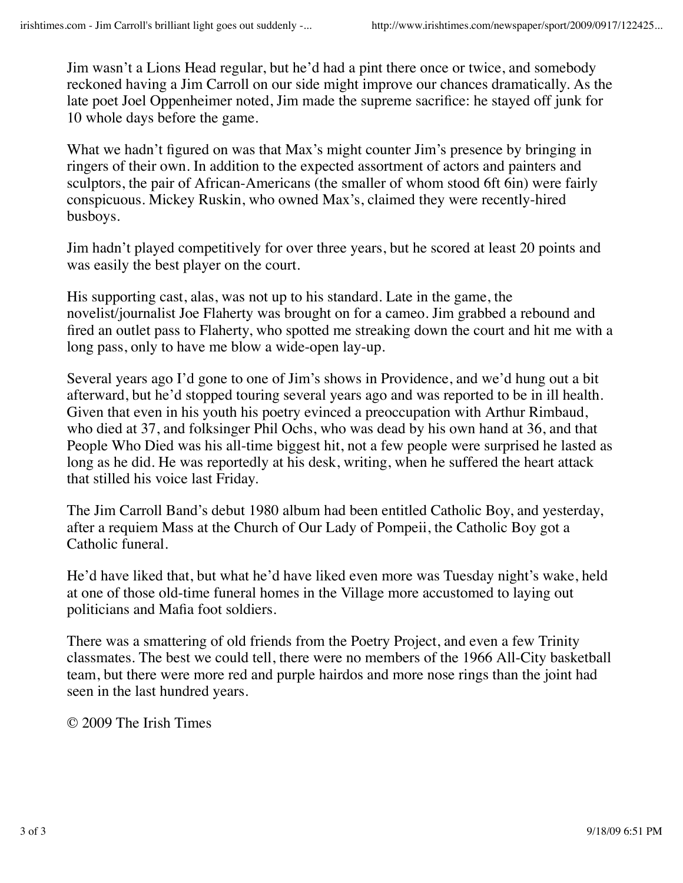Jim wasn't a Lions Head regular, but he'd had a pint there once or twice, and somebody reckoned having a Jim Carroll on our side might improve our chances dramatically. As the late poet Joel Oppenheimer noted, Jim made the supreme sacrifice: he stayed off junk for 10 whole days before the game.

What we hadn't figured on was that Max's might counter Jim's presence by bringing in ringers of their own. In addition to the expected assortment of actors and painters and sculptors, the pair of African-Americans (the smaller of whom stood 6ft 6in) were fairly conspicuous. Mickey Ruskin, who owned Max's, claimed they were recently-hired busboys.

Jim hadn't played competitively for over three years, but he scored at least 20 points and was easily the best player on the court.

His supporting cast, alas, was not up to his standard. Late in the game, the novelist/journalist Joe Flaherty was brought on for a cameo. Jim grabbed a rebound and fired an outlet pass to Flaherty, who spotted me streaking down the court and hit me with a long pass, only to have me blow a wide-open lay-up.

Several years ago I'd gone to one of Jim's shows in Providence, and we'd hung out a bit afterward, but he'd stopped touring several years ago and was reported to be in ill health. Given that even in his youth his poetry evinced a preoccupation with Arthur Rimbaud, who died at 37, and folksinger Phil Ochs, who was dead by his own hand at 36, and that People Who Died was his all-time biggest hit, not a few people were surprised he lasted as long as he did. He was reportedly at his desk, writing, when he suffered the heart attack that stilled his voice last Friday.

The Jim Carroll Band's debut 1980 album had been entitled Catholic Boy, and yesterday, after a requiem Mass at the Church of Our Lady of Pompeii, the Catholic Boy got a Catholic funeral.

He'd have liked that, but what he'd have liked even more was Tuesday night's wake, held at one of those old-time funeral homes in the Village more accustomed to laying out politicians and Mafia foot soldiers.

There was a smattering of old friends from the Poetry Project, and even a few Trinity classmates. The best we could tell, there were no members of the 1966 All-City basketball team, but there were more red and purple hairdos and more nose rings than the joint had seen in the last hundred years.

© 2009 The Irish Times